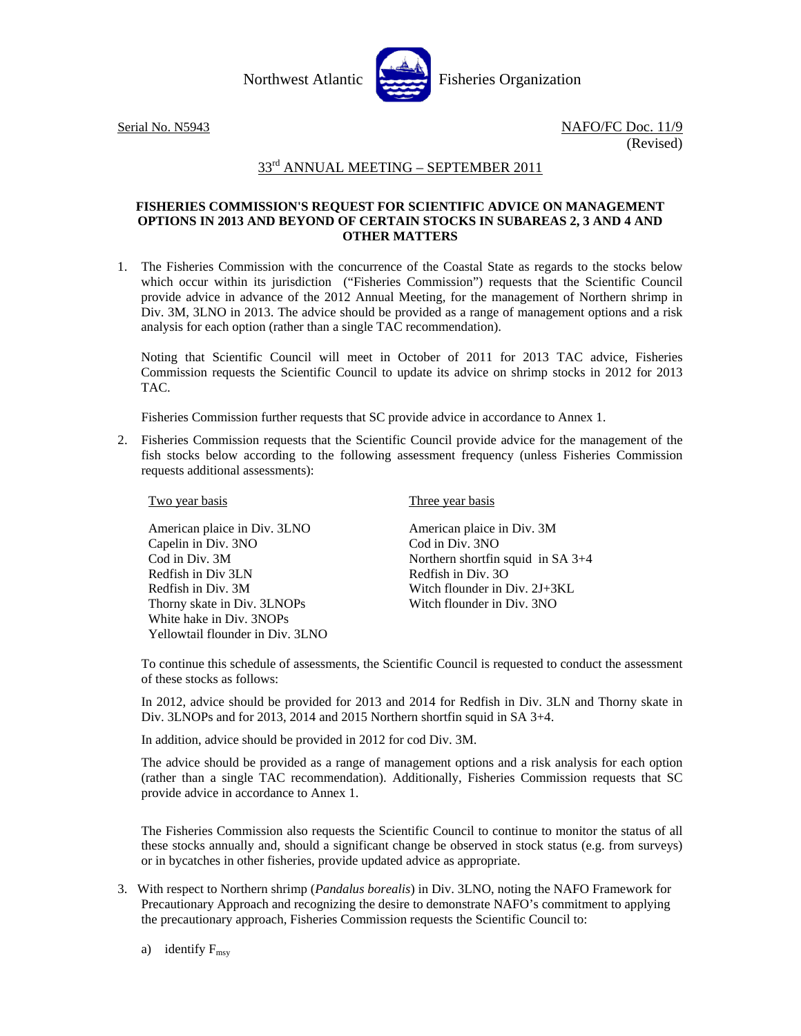Northwest Atlantic Fisheries Organization

Serial No. N5943 NAFO/FC Doc. 11/9
(Revised)

## 33rd ANNUAL MEETING – SEPTEMBER 2011

### FISHERIES COMMISSION'S REQUEST FOR SCIENTIFIC ADVICE ON MANAGEMENT OPTIONS IN 2013 AND BEYOND OF CERTAIN STOCKS IN SUBAREAS 2, 3 AND 4 AND OTHER MATTERS

1. The Fisheries Commission with the concurrence of the Coastal State as regards to the stocks below which occur within its jurisdiction ("Fisheries Commission") requests that the Scientific Council provide advice in advance of the 2012 Annual Meeting, for the management of Northern shrimp in Div. 3M, 3LNO in 2013. The advice should be provided as a range of management options and a risk analysis for each option (rather than a single TAC recommendation).

   Noting that Scientific Council will meet in October of 2011 for 2013 TAC advice, Fisheries Commission requests the Scientific Council to update its advice on shrimp stocks in 2012 for 2013 TAC.

   Fisheries Commission further requests that SC provide advice in accordance to Annex 1.

2. Fisheries Commission requests that the Scientific Council provide advice for the management of the fish stocks below according to the following assessment frequency (unless Fisheries Commission requests additional assessments):

| Two year basis | Three year basis |
|---|---|
| American plaice in Div. 3LNO | American plaice in Div. 3M |
| Capelin in Div. 3NO | Cod in Div. 3NO |
| Cod in Div. 3M | Northern shortfin squid in SA 3+4 |
| Redfish in Div 3LN | Redfish in Div. 3O |
| Redfish in Div. 3M | Witch flounder in Div. 2J+3KL |
| Thorny skate in Div. 3LNOPs | Witch flounder in Div. 3NO |
| White hake in Div. 3NOPs | |
| Yellowtail flounder in Div. 3LNO | |

   To continue this schedule of assessments, the Scientific Council is requested to conduct the assessment of these stocks as follows:

   In 2012, advice should be provided for 2013 and 2014 for Redfish in Div. 3LN and Thorny skate in Div. 3LNOPs and for 2013, 2014 and 2015 Northern shortfin squid in SA 3+4.

   In addition, advice should be provided in 2012 for cod Div. 3M.

   The advice should be provided as a range of management options and a risk analysis for each option (rather than a single TAC recommendation). Additionally, Fisheries Commission requests that SC provide advice in accordance to Annex 1.

   The Fisheries Commission also requests the Scientific Council to continue to monitor the status of all these stocks annually and, should a significant change be observed in stock status (e.g. from surveys) or in bycatches in other fisheries, provide updated advice as appropriate.

3. With respect to Northern shrimp (*Pandalus borealis*) in Div. 3LNO, noting the NAFO Framework for Precautionary Approach and recognizing the desire to demonstrate NAFO's commitment to applying the precautionary approach, Fisheries Commission requests the Scientific Council to:

   a) identify $F_{msy}$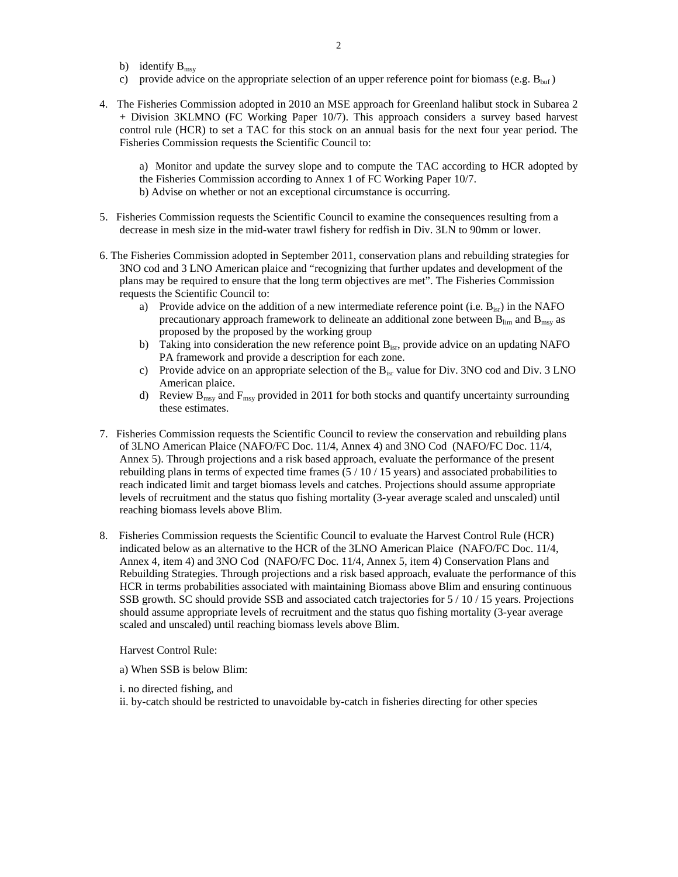b) identify $B_{msy}$
c) provide advice on the appropriate selection of an upper reference point for biomass (e.g. $B_{buf}$ )

4. The Fisheries Commission adopted in 2010 an MSE approach for Greenland halibut stock in Subarea 2 + Division 3KLMNO (FC Working Paper 10/7). This approach considers a survey based harvest control rule (HCR) to set a TAC for this stock on an annual basis for the next four year period. The Fisheries Commission requests the Scientific Council to:

   a) Monitor and update the survey slope and to compute the TAC according to HCR adopted by the Fisheries Commission according to Annex 1 of FC Working Paper 10/7.
   b) Advise on whether or not an exceptional circumstance is occurring.

5. Fisheries Commission requests the Scientific Council to examine the consequences resulting from a decrease in mesh size in the mid-water trawl fishery for redfish in Div. 3LN to 90mm or lower.

6. The Fisheries Commission adopted in September 2011, conservation plans and rebuilding strategies for 3NO cod and 3 LNO American plaice and "recognizing that further updates and development of the plans may be required to ensure that the long term objectives are met". The Fisheries Commission requests the Scientific Council to:
   a) Provide advice on the addition of a new intermediate reference point (i.e. $B_{isr}$) in the NAFO precautionary approach framework to delineate an additional zone between $B_{lim}$ and $B_{msy}$ as proposed by the proposed by the working group
   b) Taking into consideration the new reference point $B_{isr}$, provide advice on an updating NAFO PA framework and provide a description for each zone.
   c) Provide advice on an appropriate selection of the $B_{isr}$ value for Div. 3NO cod and Div. 3 LNO American plaice.
   d) Review $B_{msy}$ and $F_{msy}$ provided in 2011 for both stocks and quantify uncertainty surrounding these estimates.

7. Fisheries Commission requests the Scientific Council to review the conservation and rebuilding plans of 3LNO American Plaice (NAFO/FC Doc. 11/4, Annex 4) and 3NO Cod (NAFO/FC Doc. 11/4, Annex 5). Through projections and a risk based approach, evaluate the performance of the present rebuilding plans in terms of expected time frames (5 / 10 / 15 years) and associated probabilities to reach indicated limit and target biomass levels and catches. Projections should assume appropriate levels of recruitment and the status quo fishing mortality (3-year average scaled and unscaled) until reaching biomass levels above Blim.

8. Fisheries Commission requests the Scientific Council to evaluate the Harvest Control Rule (HCR) indicated below as an alternative to the HCR of the 3LNO American Plaice (NAFO/FC Doc. 11/4, Annex 4, item 4) and 3NO Cod (NAFO/FC Doc. 11/4, Annex 5, item 4) Conservation Plans and Rebuilding Strategies. Through projections and a risk based approach, evaluate the performance of this HCR in terms probabilities associated with maintaining Biomass above Blim and ensuring continuous SSB growth. SC should provide SSB and associated catch trajectories for 5 / 10 / 15 years. Projections should assume appropriate levels of recruitment and the status quo fishing mortality (3-year average scaled and unscaled) until reaching biomass levels above Blim.

   Harvest Control Rule:

   a) When SSB is below Blim:

   i. no directed fishing, and
   ii. by-catch should be restricted to unavoidable by-catch in fisheries directing for other species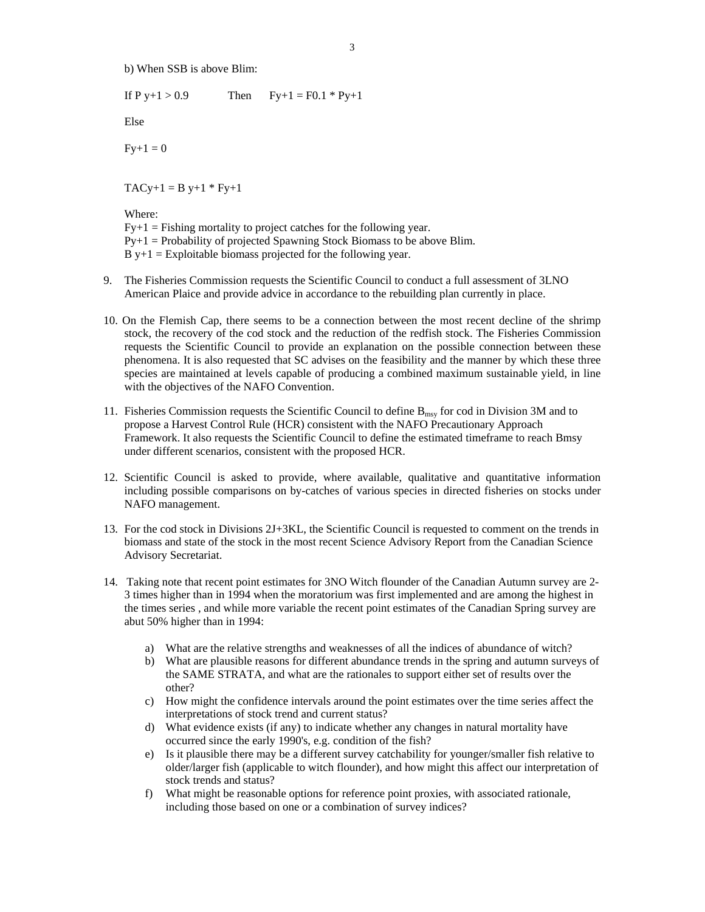b) When SSB is above Blim:

If $P_{y+1} > 0.9$ Then $F_{y+1} = F_{0.1} * P_{y+1}$

Else

$F_{y+1} = 0$

$TAC_{y+1} = B_{y+1} * F_{y+1}$

Where:
$F_{y+1}$ = Fishing mortality to project catches for the following year.
$P_{y+1}$ = Probability of projected Spawning Stock Biomass to be above Blim.
$B_{y+1}$ = Exploitable biomass projected for the following year.

9. The Fisheries Commission requests the Scientific Council to conduct a full assessment of 3LNO American Plaice and provide advice in accordance to the rebuilding plan currently in place.

10. On the Flemish Cap, there seems to be a connection between the most recent decline of the shrimp stock, the recovery of the cod stock and the reduction of the redfish stock. The Fisheries Commission requests the Scientific Council to provide an explanation on the possible connection between these phenomena. It is also requested that SC advises on the feasibility and the manner by which these three species are maintained at levels capable of producing a combined maximum sustainable yield, in line with the objectives of the NAFO Convention.

11. Fisheries Commission requests the Scientific Council to define $B_{msy}$ for cod in Division 3M and to propose a Harvest Control Rule (HCR) consistent with the NAFO Precautionary Approach Framework. It also requests the Scientific Council to define the estimated timeframe to reach Bmsy under different scenarios, consistent with the proposed HCR.

12. Scientific Council is asked to provide, where available, qualitative and quantitative information including possible comparisons on by-catches of various species in directed fisheries on stocks under NAFO management.

13. For the cod stock in Divisions 2J+3KL, the Scientific Council is requested to comment on the trends in biomass and state of the stock in the most recent Science Advisory Report from the Canadian Science Advisory Secretariat.

14. Taking note that recent point estimates for 3NO Witch flounder of the Canadian Autumn survey are 2-3 times higher than in 1994 when the moratorium was first implemented and are among the highest in the times series , and while more variable the recent point estimates of the Canadian Spring survey are abut 50% higher than in 1994:

    a) What are the relative strengths and weaknesses of all the indices of abundance of witch?
    b) What are plausible reasons for different abundance trends in the spring and autumn surveys of the SAME STRATA, and what are the rationales to support either set of results over the other?
    c) How might the confidence intervals around the point estimates over the time series affect the interpretations of stock trend and current status?
    d) What evidence exists (if any) to indicate whether any changes in natural mortality have occurred since the early 1990's, e.g. condition of the fish?
    e) Is it plausible there may be a different survey catchability for younger/smaller fish relative to older/larger fish (applicable to witch flounder), and how might this affect our interpretation of stock trends and status?
    f) What might be reasonable options for reference point proxies, with associated rationale, including those based on one or a combination of survey indices?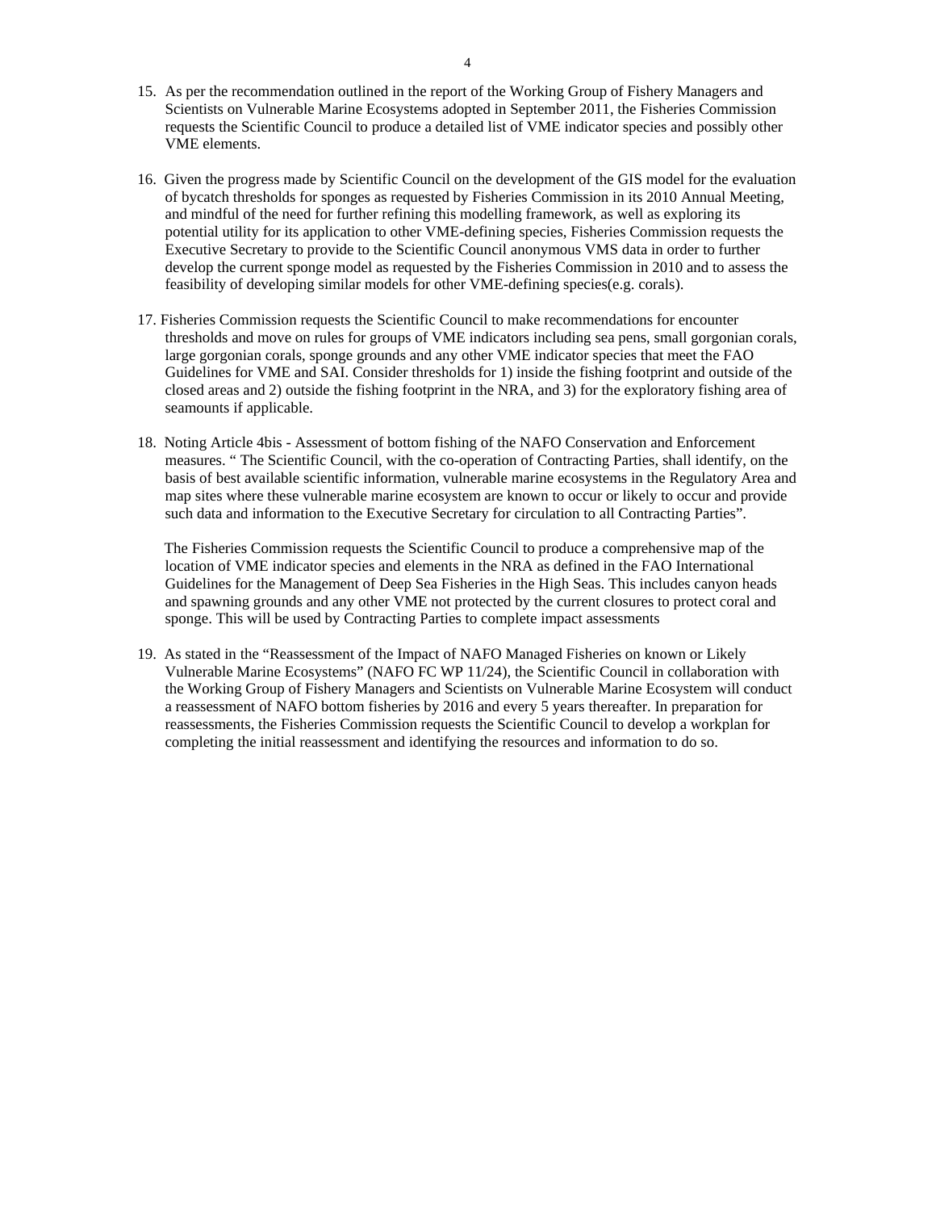15. As per the recommendation outlined in the report of the Working Group of Fishery Managers and Scientists on Vulnerable Marine Ecosystems adopted in September 2011, the Fisheries Commission requests the Scientific Council to produce a detailed list of VME indicator species and possibly other VME elements.

16. Given the progress made by Scientific Council on the development of the GIS model for the evaluation of bycatch thresholds for sponges as requested by Fisheries Commission in its 2010 Annual Meeting, and mindful of the need for further refining this modelling framework, as well as exploring its potential utility for its application to other VME-defining species, Fisheries Commission requests the Executive Secretary to provide to the Scientific Council anonymous VMS data in order to further develop the current sponge model as requested by the Fisheries Commission in 2010 and to assess the feasibility of developing similar models for other VME-defining species(e.g. corals).

17. Fisheries Commission requests the Scientific Council to make recommendations for encounter thresholds and move on rules for groups of VME indicators including sea pens, small gorgonian corals, large gorgonian corals, sponge grounds and any other VME indicator species that meet the FAO Guidelines for VME and SAI. Consider thresholds for 1) inside the fishing footprint and outside of the closed areas and 2) outside the fishing footprint in the NRA, and 3) for the exploratory fishing area of seamounts if applicable.

18. Noting Article 4bis - Assessment of bottom fishing of the NAFO Conservation and Enforcement measures. " The Scientific Council, with the co-operation of Contracting Parties, shall identify, on the basis of best available scientific information, vulnerable marine ecosystems in the Regulatory Area and map sites where these vulnerable marine ecosystem are known to occur or likely to occur and provide such data and information to the Executive Secretary for circulation to all Contracting Parties".

    The Fisheries Commission requests the Scientific Council to produce a comprehensive map of the location of VME indicator species and elements in the NRA as defined in the FAO International Guidelines for the Management of Deep Sea Fisheries in the High Seas. This includes canyon heads and spawning grounds and any other VME not protected by the current closures to protect coral and sponge. This will be used by Contracting Parties to complete impact assessments

19. As stated in the "Reassessment of the Impact of NAFO Managed Fisheries on known or Likely Vulnerable Marine Ecosystems" (NAFO FC WP 11/24), the Scientific Council in collaboration with the Working Group of Fishery Managers and Scientists on Vulnerable Marine Ecosystem will conduct a reassessment of NAFO bottom fisheries by 2016 and every 5 years thereafter. In preparation for reassessments, the Fisheries Commission requests the Scientific Council to develop a workplan for completing the initial reassessment and identifying the resources and information to do so.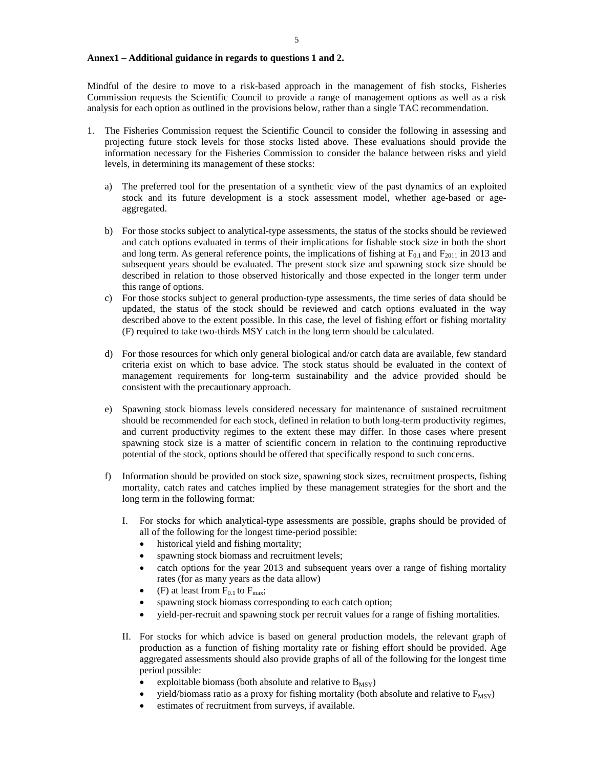**Annex1 – Additional guidance in regards to questions 1 and 2.**

Mindful of the desire to move to a risk-based approach in the management of fish stocks, Fisheries Commission requests the Scientific Council to provide a range of management options as well as a risk analysis for each option as outlined in the provisions below, rather than a single TAC recommendation.

1. The Fisheries Commission request the Scientific Council to consider the following in assessing and projecting future stock levels for those stocks listed above. These evaluations should provide the information necessary for the Fisheries Commission to consider the balance between risks and yield levels, in determining its management of these stocks:

   a) The preferred tool for the presentation of a synthetic view of the past dynamics of an exploited stock and its future development is a stock assessment model, whether age-based or age-aggregated.

   b) For those stocks subject to analytical-type assessments, the status of the stocks should be reviewed and catch options evaluated in terms of their implications for fishable stock size in both the short and long term. As general reference points, the implications of fishing at $F_{0.1}$ and $F_{2011}$ in 2013 and subsequent years should be evaluated. The present stock size and spawning stock size should be described in relation to those observed historically and those expected in the longer term under this range of options.

   c) For those stocks subject to general production-type assessments, the time series of data should be updated, the status of the stock should be reviewed and catch options evaluated in the way described above to the extent possible. In this case, the level of fishing effort or fishing mortality (F) required to take two-thirds MSY catch in the long term should be calculated.

   d) For those resources for which only general biological and/or catch data are available, few standard criteria exist on which to base advice. The stock status should be evaluated in the context of management requirements for long-term sustainability and the advice provided should be consistent with the precautionary approach.

   e) Spawning stock biomass levels considered necessary for maintenance of sustained recruitment should be recommended for each stock, defined in relation to both long-term productivity regimes, and current productivity regimes to the extent these may differ. In those cases where present spawning stock size is a matter of scientific concern in relation to the continuing reproductive potential of the stock, options should be offered that specifically respond to such concerns.

   f) Information should be provided on stock size, spawning stock sizes, recruitment prospects, fishing mortality, catch rates and catches implied by these management strategies for the short and the long term in the following format:

      I. For stocks for which analytical-type assessments are possible, graphs should be provided of all of the following for the longest time-period possible:
         - historical yield and fishing mortality;
         - spawning stock biomass and recruitment levels;
         - catch options for the year 2013 and subsequent years over a range of fishing mortality rates (for as many years as the data allow)
         - (F) at least from $F_{0.1}$ to $F_{max}$;
         - spawning stock biomass corresponding to each catch option;
         - yield-per-recruit and spawning stock per recruit values for a range of fishing mortalities.

      II. For stocks for which advice is based on general production models, the relevant graph of production as a function of fishing mortality rate or fishing effort should be provided. Age aggregated assessments should also provide graphs of all of the following for the longest time period possible:
         - exploitable biomass (both absolute and relative to $B_{MSY}$)
         - yield/biomass ratio as a proxy for fishing mortality (both absolute and relative to $F_{MSY}$)
         - estimates of recruitment from surveys, if available.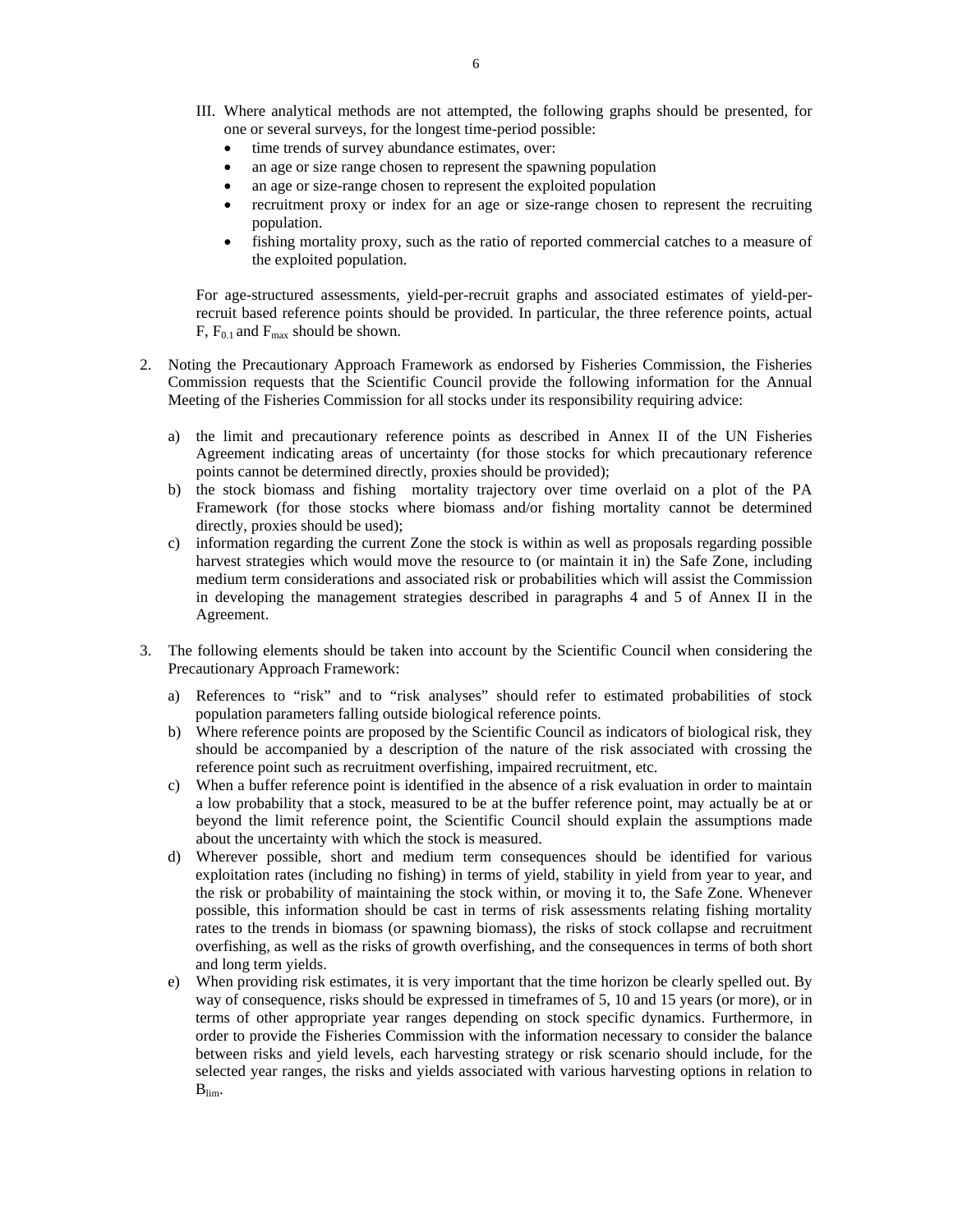III. Where analytical methods are not attempted, the following graphs should be presented, for one or several surveys, for the longest time-period possible:
   - time trends of survey abundance estimates, over:
   - an age or size range chosen to represent the spawning population
   - an age or size-range chosen to represent the exploited population
   - recruitment proxy or index for an age or size-range chosen to represent the recruiting population.
   - fishing mortality proxy, such as the ratio of reported commercial catches to a measure of the exploited population.

   For age-structured assessments, yield-per-recruit graphs and associated estimates of yield-per-recruit based reference points should be provided. In particular, the three reference points, actual F, $F_{0.1}$ and $F_{max}$ should be shown.

2. Noting the Precautionary Approach Framework as endorsed by Fisheries Commission, the Fisheries Commission requests that the Scientific Council provide the following information for the Annual Meeting of the Fisheries Commission for all stocks under its responsibility requiring advice:

   a) the limit and precautionary reference points as described in Annex II of the UN Fisheries Agreement indicating areas of uncertainty (for those stocks for which precautionary reference points cannot be determined directly, proxies should be provided);
   b) the stock biomass and fishing mortality trajectory over time overlaid on a plot of the PA Framework (for those stocks where biomass and/or fishing mortality cannot be determined directly, proxies should be used);
   c) information regarding the current Zone the stock is within as well as proposals regarding possible harvest strategies which would move the resource to (or maintain it in) the Safe Zone, including medium term considerations and associated risk or probabilities which will assist the Commission in developing the management strategies described in paragraphs 4 and 5 of Annex II in the Agreement.

3. The following elements should be taken into account by the Scientific Council when considering the Precautionary Approach Framework:

   a) References to "risk" and to "risk analyses" should refer to estimated probabilities of stock population parameters falling outside biological reference points.
   b) Where reference points are proposed by the Scientific Council as indicators of biological risk, they should be accompanied by a description of the nature of the risk associated with crossing the reference point such as recruitment overfishing, impaired recruitment, etc.
   c) When a buffer reference point is identified in the absence of a risk evaluation in order to maintain a low probability that a stock, measured to be at the buffer reference point, may actually be at or beyond the limit reference point, the Scientific Council should explain the assumptions made about the uncertainty with which the stock is measured.
   d) Wherever possible, short and medium term consequences should be identified for various exploitation rates (including no fishing) in terms of yield, stability in yield from year to year, and the risk or probability of maintaining the stock within, or moving it to, the Safe Zone. Whenever possible, this information should be cast in terms of risk assessments relating fishing mortality rates to the trends in biomass (or spawning biomass), the risks of stock collapse and recruitment overfishing, as well as the risks of growth overfishing, and the consequences in terms of both short and long term yields.
   e) When providing risk estimates, it is very important that the time horizon be clearly spelled out. By way of consequence, risks should be expressed in timeframes of 5, 10 and 15 years (or more), or in terms of other appropriate year ranges depending on stock specific dynamics. Furthermore, in order to provide the Fisheries Commission with the information necessary to consider the balance between risks and yield levels, each harvesting strategy or risk scenario should include, for the selected year ranges, the risks and yields associated with various harvesting options in relation to $B_{lim}$.